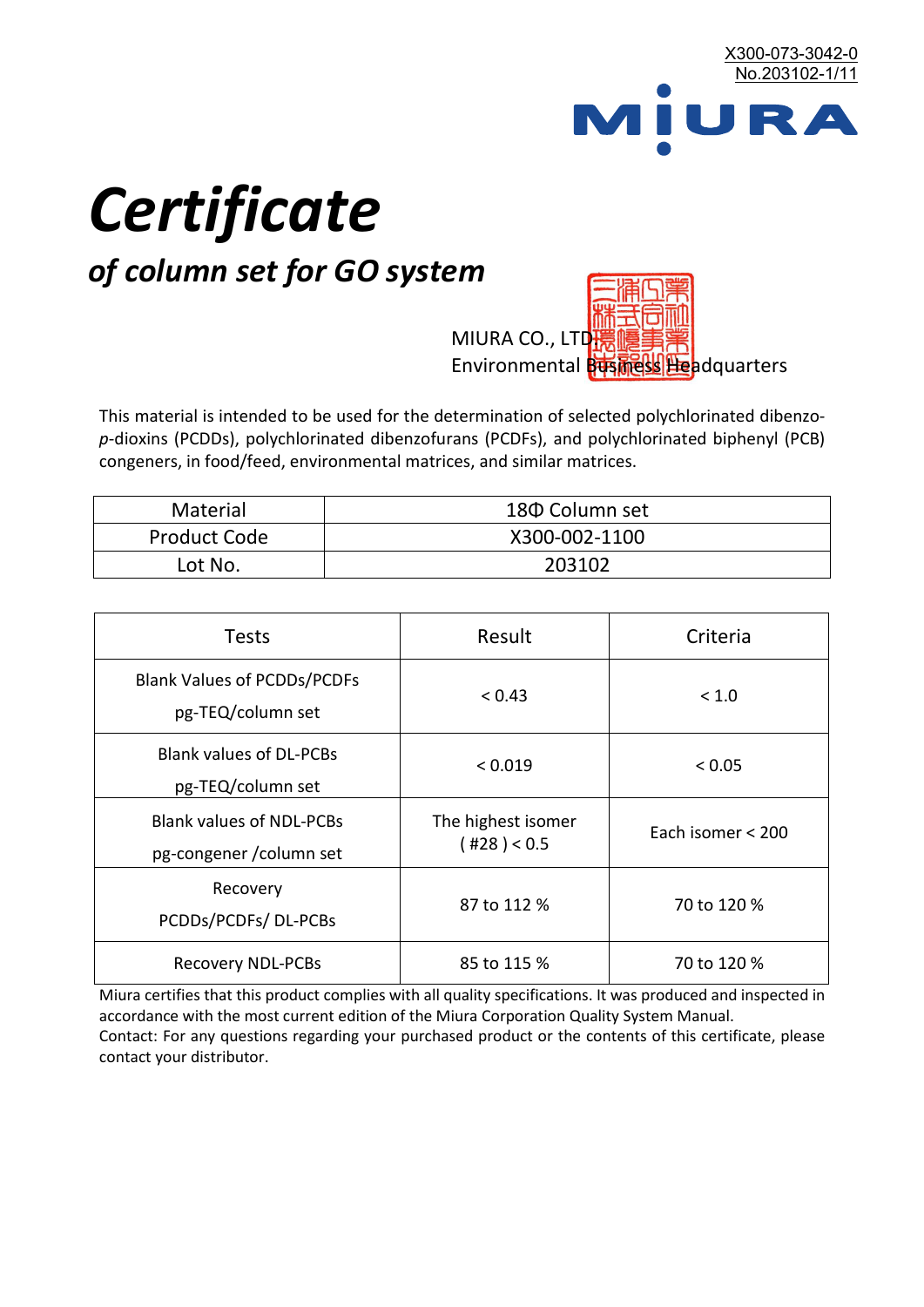X300-073-3042-0
No.203102-1/11

MIURA

# *Certificate*

## *of column set for GO system*

MIURA CO., LTD.
Environmental Business Headquarters

This material is intended to be used for the determination of selected polychlorinated dibenzo-*p*-dioxins (PCDDs), polychlorinated dibenzofurans (PCDFs), and polychlorinated biphenyl (PCB) congeners, in food/feed, environmental matrices, and similar matrices.

| Material | 18Φ Column set |
|---|---|
| Product Code | X300-002-1100 |
| Lot No. | 203102 |

| Tests | Result | Criteria |
|---|---|---|
| Blank Values of PCDDs/PCDFs pg-TEQ/column set | < 0.43 | < 1.0 |
| Blank values of DL-PCBs pg-TEQ/column set | < 0.019 | < 0.05 |
| Blank values of NDL-PCBs pg-congener /column set | The highest isomer ( #28 ) < 0.5 | Each isomer < 200 |
| Recovery PCDDs/PCDFs/ DL-PCBs | 87 to 112 % | 70 to 120 % |
| Recovery NDL-PCBs | 85 to 115 % | 70 to 120 % |

Miura certifies that this product complies with all quality specifications. It was produced and inspected in accordance with the most current edition of the Miura Corporation Quality System Manual.
Contact: For any questions regarding your purchased product or the contents of this certificate, please contact your distributor.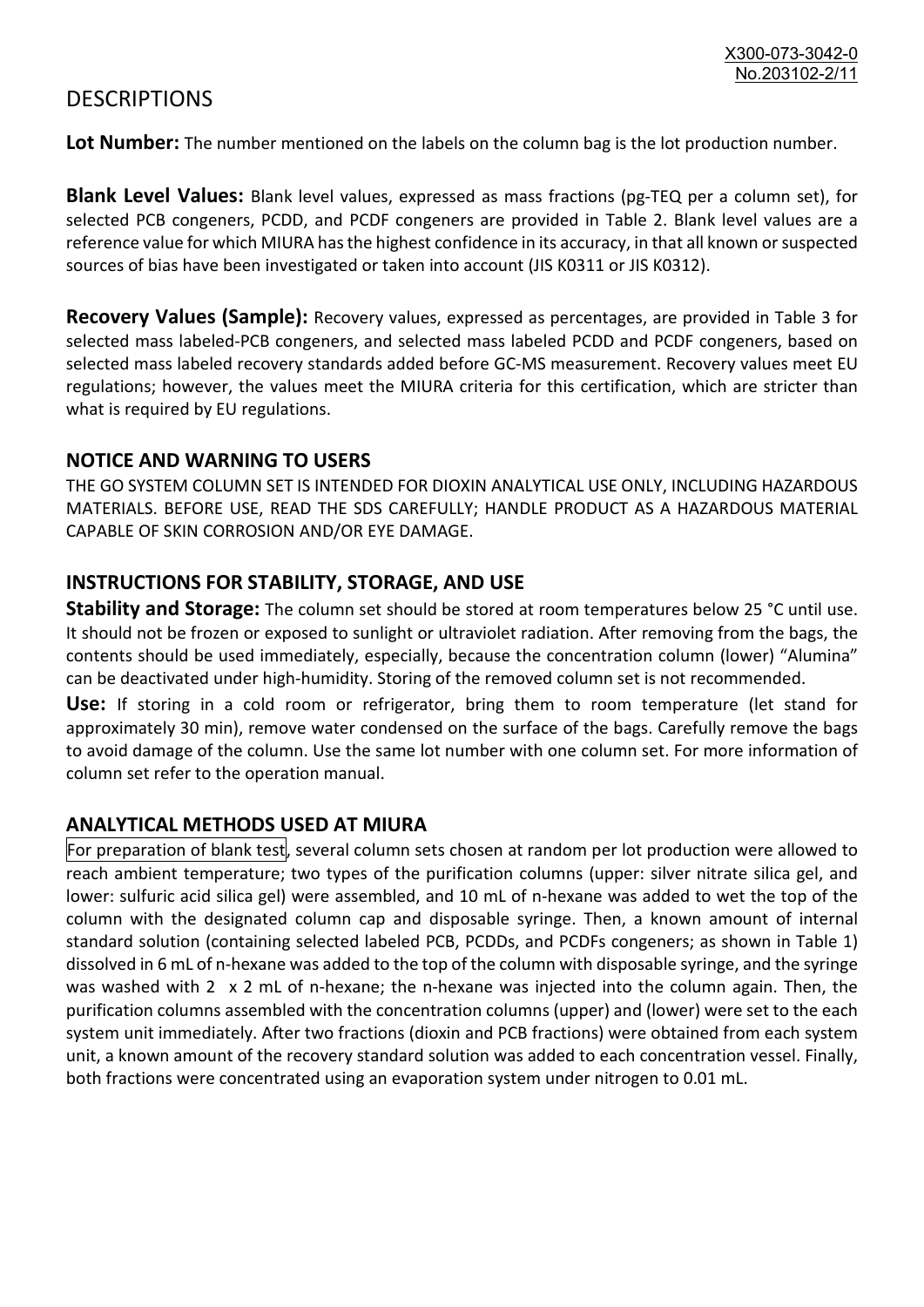# DESCRIPTIONS

**Lot Number:** The number mentioned on the labels on the column bag is the lot production number.

**Blank Level Values:** Blank level values, expressed as mass fractions (pg-TEQ per a column set), for selected PCB congeners, PCDD, and PCDF congeners are provided in Table 2. Blank level values are a reference value for which MIURA has the highest confidence in its accuracy, in that all known or suspected sources of bias have been investigated or taken into account (JIS K0311 or JIS K0312).

**Recovery Values (Sample):** Recovery values, expressed as percentages, are provided in Table 3 for selected mass labeled-PCB congeners, and selected mass labeled PCDD and PCDF congeners, based on selected mass labeled recovery standards added before GC-MS measurement. Recovery values meet EU regulations; however, the values meet the MIURA criteria for this certification, which are stricter than what is required by EU regulations.

## NOTICE AND WARNING TO USERS

THE GO SYSTEM COLUMN SET IS INTENDED FOR DIOXIN ANALYTICAL USE ONLY, INCLUDING HAZARDOUS MATERIALS. BEFORE USE, READ THE SDS CAREFULLY; HANDLE PRODUCT AS A HAZARDOUS MATERIAL CAPABLE OF SKIN CORROSION AND/OR EYE DAMAGE.

## INSTRUCTIONS FOR STABILITY, STORAGE, AND USE

**Stability and Storage:** The column set should be stored at room temperatures below 25 °C until use. It should not be frozen or exposed to sunlight or ultraviolet radiation. After removing from the bags, the contents should be used immediately, especially, because the concentration column (lower) "Alumina" can be deactivated under high-humidity. Storing of the removed column set is not recommended.

**Use:** If storing in a cold room or refrigerator, bring them to room temperature (let stand for approximately 30 min), remove water condensed on the surface of the bags. Carefully remove the bags to avoid damage of the column. Use the same lot number with one column set. For more information of column set refer to the operation manual.

## ANALYTICAL METHODS USED AT MIURA

For preparation of blank test, several column sets chosen at random per lot production were allowed to reach ambient temperature; two types of the purification columns (upper: silver nitrate silica gel, and lower: sulfuric acid silica gel) were assembled, and 10 mL of n-hexane was added to wet the top of the column with the designated column cap and disposable syringe. Then, a known amount of internal standard solution (containing selected labeled PCB, PCDDs, and PCDFs congeners; as shown in Table 1) dissolved in 6 mL of n-hexane was added to the top of the column with disposable syringe, and the syringe was washed with 2 x 2 mL of n-hexane; the n-hexane was injected into the column again. Then, the purification columns assembled with the concentration columns (upper) and (lower) were set to the each system unit immediately. After two fractions (dioxin and PCB fractions) were obtained from each system unit, a known amount of the recovery standard solution was added to each concentration vessel. Finally, both fractions were concentrated using an evaporation system under nitrogen to 0.01 mL.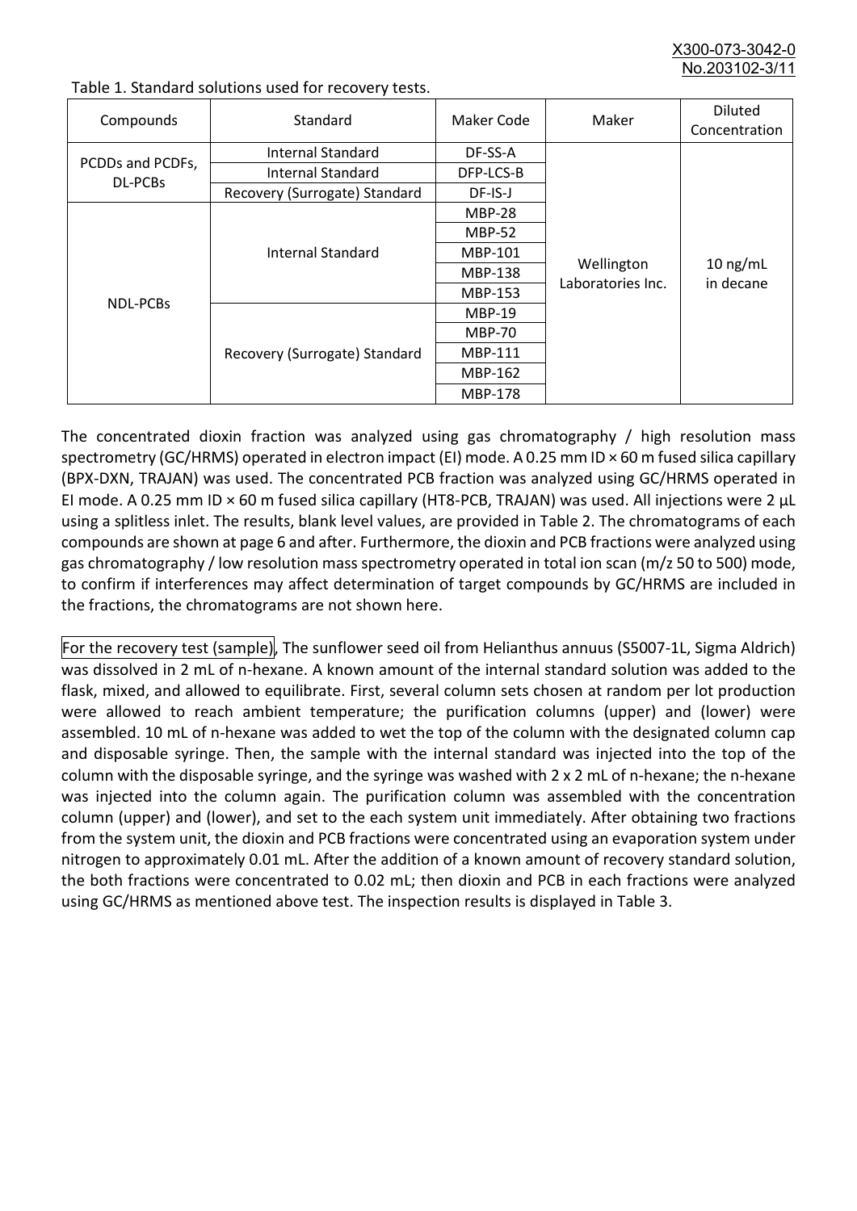Table 1. Standard solutions used for recovery tests.

| Compounds | Standard | Maker Code | Maker | Diluted Concentration |
|---|---|---|---|---|
| PCDDs and PCDFs, DL-PCBs | Internal Standard | DF-SS-A | Wellington Laboratories Inc. | 10 ng/mL in decane |
| | Internal Standard | DFP-LCS-B | | |
| | Recovery (Surrogate) Standard | DF-IS-J | | |
| NDL-PCBs | Internal Standard | MBP-28 | | |
| | | MBP-52 | | |
| | | MBP-101 | | |
| | | MBP-138 | | |
| | | MBP-153 | | |
| | Recovery (Surrogate) Standard | MBP-19 | | |
| | | MBP-70 | | |
| | | MBP-111 | | |
| | | MBP-162 | | |
| | | MBP-178 | | |

The concentrated dioxin fraction was analyzed using gas chromatography / high resolution mass spectrometry (GC/HRMS) operated in electron impact (EI) mode. A 0.25 mm ID × 60 m fused silica capillary (BPX-DXN, TRAJAN) was used. The concentrated PCB fraction was analyzed using GC/HRMS operated in EI mode. A 0.25 mm ID × 60 m fused silica capillary (HT8-PCB, TRAJAN) was used. All injections were 2 µL using a splitless inlet. The results, blank level values, are provided in Table 2. The chromatograms of each compounds are shown at page 6 and after. Furthermore, the dioxin and PCB fractions were analyzed using gas chromatography / low resolution mass spectrometry operated in total ion scan (m/z 50 to 500) mode, to confirm if interferences may affect determination of target compounds by GC/HRMS are included in the fractions, the chromatograms are not shown here.

For the recovery test (sample), The sunflower seed oil from Helianthus annuus (S5007-1L, Sigma Aldrich) was dissolved in 2 mL of n-hexane. A known amount of the internal standard solution was added to the flask, mixed, and allowed to equilibrate. First, several column sets chosen at random per lot production were allowed to reach ambient temperature; the purification columns (upper) and (lower) were assembled. 10 mL of n-hexane was added to wet the top of the column with the designated column cap and disposable syringe. Then, the sample with the internal standard was injected into the top of the column with the disposable syringe, and the syringe was washed with 2 x 2 mL of n-hexane; the n-hexane was injected into the column again. The purification column was assembled with the concentration column (upper) and (lower), and set to the each system unit immediately. After obtaining two fractions from the system unit, the dioxin and PCB fractions were concentrated using an evaporation system under nitrogen to approximately 0.01 mL. After the addition of a known amount of recovery standard solution, the both fractions were concentrated to 0.02 mL; then dioxin and PCB in each fractions were analyzed using GC/HRMS as mentioned above test. The inspection results is displayed in Table 3.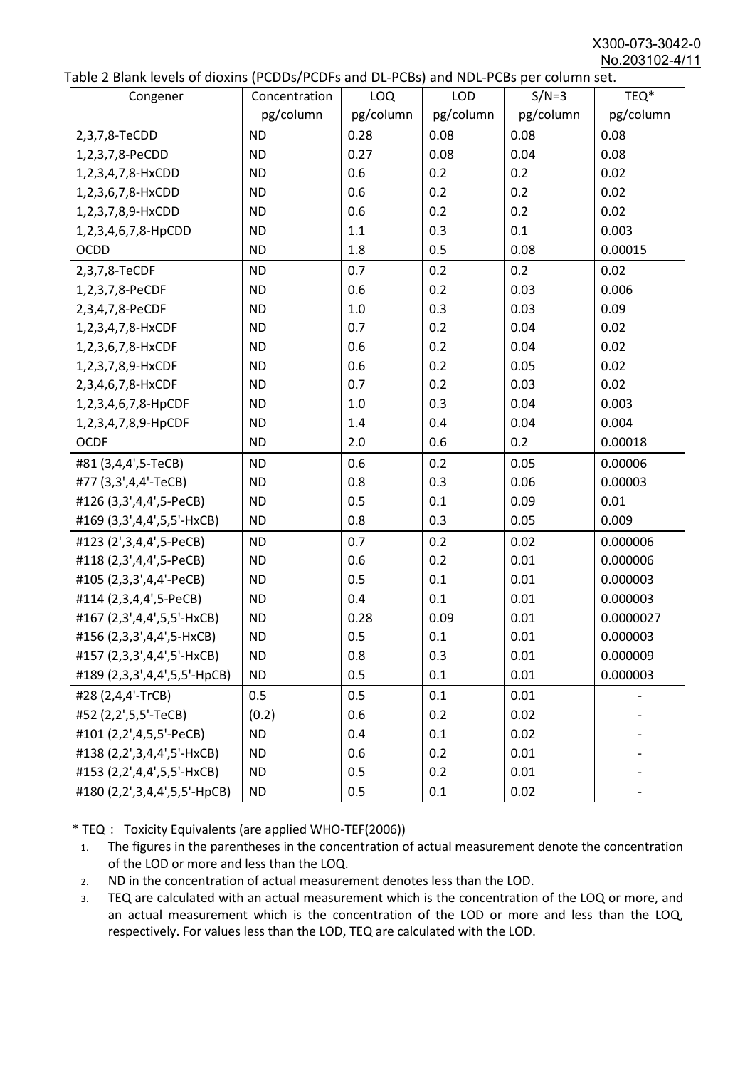Table 2 Blank levels of dioxins (PCDDs/PCDFs and DL-PCBs) and NDL-PCBs per column set.

| Congener | Concentration pg/column | LOQ pg/column | LOD pg/column | S/N=3 pg/column | TEQ* pg/column |
|---|---|---|---|---|---|
| 2,3,7,8-TeCDD | ND | 0.28 | 0.08 | 0.08 | 0.08 |
| 1,2,3,7,8-PeCDD | ND | 0.27 | 0.08 | 0.04 | 0.08 |
| 1,2,3,4,7,8-HxCDD | ND | 0.6 | 0.2 | 0.2 | 0.02 |
| 1,2,3,6,7,8-HxCDD | ND | 0.6 | 0.2 | 0.2 | 0.02 |
| 1,2,3,7,8,9-HxCDD | ND | 0.6 | 0.2 | 0.2 | 0.02 |
| 1,2,3,4,6,7,8-HpCDD | ND | 1.1 | 0.3 | 0.1 | 0.003 |
| OCDD | ND | 1.8 | 0.5 | 0.08 | 0.00015 |
| 2,3,7,8-TeCDF | ND | 0.7 | 0.2 | 0.2 | 0.02 |
| 1,2,3,7,8-PeCDF | ND | 0.6 | 0.2 | 0.03 | 0.006 |
| 2,3,4,7,8-PeCDF | ND | 1.0 | 0.3 | 0.03 | 0.09 |
| 1,2,3,4,7,8-HxCDF | ND | 0.7 | 0.2 | 0.04 | 0.02 |
| 1,2,3,6,7,8-HxCDF | ND | 0.6 | 0.2 | 0.04 | 0.02 |
| 1,2,3,7,8,9-HxCDF | ND | 0.6 | 0.2 | 0.05 | 0.02 |
| 2,3,4,6,7,8-HxCDF | ND | 0.7 | 0.2 | 0.03 | 0.02 |
| 1,2,3,4,6,7,8-HpCDF | ND | 1.0 | 0.3 | 0.04 | 0.003 |
| 1,2,3,4,7,8,9-HpCDF | ND | 1.4 | 0.4 | 0.04 | 0.004 |
| OCDF | ND | 2.0 | 0.6 | 0.2 | 0.00018 |
| #81 (3,4,4',5-TeCB) | ND | 0.6 | 0.2 | 0.05 | 0.00006 |
| #77 (3,3',4,4'-TeCB) | ND | 0.8 | 0.3 | 0.06 | 0.00003 |
| #126 (3,3',4,4',5-PeCB) | ND | 0.5 | 0.1 | 0.09 | 0.01 |
| #169 (3,3',4,4',5,5'-HxCB) | ND | 0.8 | 0.3 | 0.05 | 0.009 |
| #123 (2',3,4,4',5-PeCB) | ND | 0.7 | 0.2 | 0.02 | 0.000006 |
| #118 (2,3',4,4',5-PeCB) | ND | 0.6 | 0.2 | 0.01 | 0.000006 |
| #105 (2,3,3',4,4'-PeCB) | ND | 0.5 | 0.1 | 0.01 | 0.000003 |
| #114 (2,3,4,4',5-PeCB) | ND | 0.4 | 0.1 | 0.01 | 0.000003 |
| #167 (2,3',4,4',5,5'-HxCB) | ND | 0.28 | 0.09 | 0.01 | 0.0000027 |
| #156 (2,3,3',4,4',5-HxCB) | ND | 0.5 | 0.1 | 0.01 | 0.000003 |
| #157 (2,3,3',4,4',5'-HxCB) | ND | 0.8 | 0.3 | 0.01 | 0.000009 |
| #189 (2,3,3',4,4',5,5'-HpCB) | ND | 0.5 | 0.1 | 0.01 | 0.000003 |
| #28 (2,4,4'-TrCB) | 0.5 | 0.5 | 0.1 | 0.01 | - |
| #52 (2,2',5,5'-TeCB) | (0.2) | 0.6 | 0.2 | 0.02 | - |
| #101 (2,2',4,5,5'-PeCB) | ND | 0.4 | 0.1 | 0.02 | - |
| #138 (2,2',3,4,4',5'-HxCB) | ND | 0.6 | 0.2 | 0.01 | - |
| #153 (2,2',4,4',5,5'-HxCB) | ND | 0.5 | 0.2 | 0.01 | - |
| #180 (2,2',3,4,4',5,5'-HpCB) | ND | 0.5 | 0.1 | 0.02 | - |

\* TEQ： Toxicity Equivalents (are applied WHO-TEF(2006))

1. The figures in the parentheses in the concentration of actual measurement denote the concentration of the LOD or more and less than the LOQ.
2. ND in the concentration of actual measurement denotes less than the LOD.
3. TEQ are calculated with an actual measurement which is the concentration of the LOQ or more, and an actual measurement which is the concentration of the LOD or more and less than the LOQ, respectively. For values less than the LOD, TEQ are calculated with the LOD.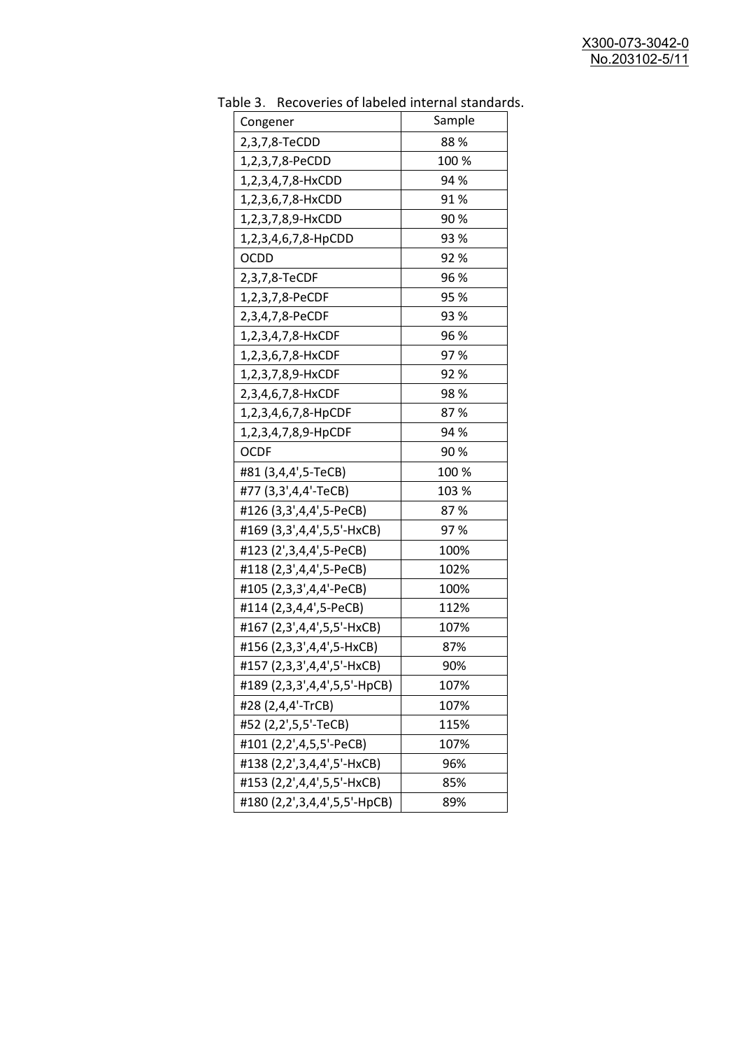Table 3. Recoveries of labeled internal standards.

| Congener | Sample |
|---|---|
| 2,3,7,8-TeCDD | 88 % |
| 1,2,3,7,8-PeCDD | 100 % |
| 1,2,3,4,7,8-HxCDD | 94 % |
| 1,2,3,6,7,8-HxCDD | 91 % |
| 1,2,3,7,8,9-HxCDD | 90 % |
| 1,2,3,4,6,7,8-HpCDD | 93 % |
| OCDD | 92 % |
| 2,3,7,8-TeCDF | 96 % |
| 1,2,3,7,8-PeCDF | 95 % |
| 2,3,4,7,8-PeCDF | 93 % |
| 1,2,3,4,7,8-HxCDF | 96 % |
| 1,2,3,6,7,8-HxCDF | 97 % |
| 1,2,3,7,8,9-HxCDF | 92 % |
| 2,3,4,6,7,8-HxCDF | 98 % |
| 1,2,3,4,6,7,8-HpCDF | 87 % |
| 1,2,3,4,7,8,9-HpCDF | 94 % |
| OCDF | 90 % |
| #81 (3,4,4',5-TeCB) | 100 % |
| #77 (3,3',4,4'-TeCB) | 103 % |
| #126 (3,3',4,4',5-PeCB) | 87 % |
| #169 (3,3',4,4',5,5'-HxCB) | 97 % |
| #123 (2',3,4,4',5-PeCB) | 100% |
| #118 (2,3',4,4',5-PeCB) | 102% |
| #105 (2,3,3',4,4'-PeCB) | 100% |
| #114 (2,3,4,4',5-PeCB) | 112% |
| #167 (2,3',4,4',5,5'-HxCB) | 107% |
| #156 (2,3,3',4,4',5-HxCB) | 87% |
| #157 (2,3,3',4,4',5'-HxCB) | 90% |
| #189 (2,3,3',4,4',5,5'-HpCB) | 107% |
| #28 (2,4,4'-TrCB) | 107% |
| #52 (2,2',5,5'-TeCB) | 115% |
| #101 (2,2',4,5,5'-PeCB) | 107% |
| #138 (2,2',3,4,4',5'-HxCB) | 96% |
| #153 (2,2',4,4',5,5'-HxCB) | 85% |
| #180 (2,2',3,4,4',5,5'-HpCB) | 89% |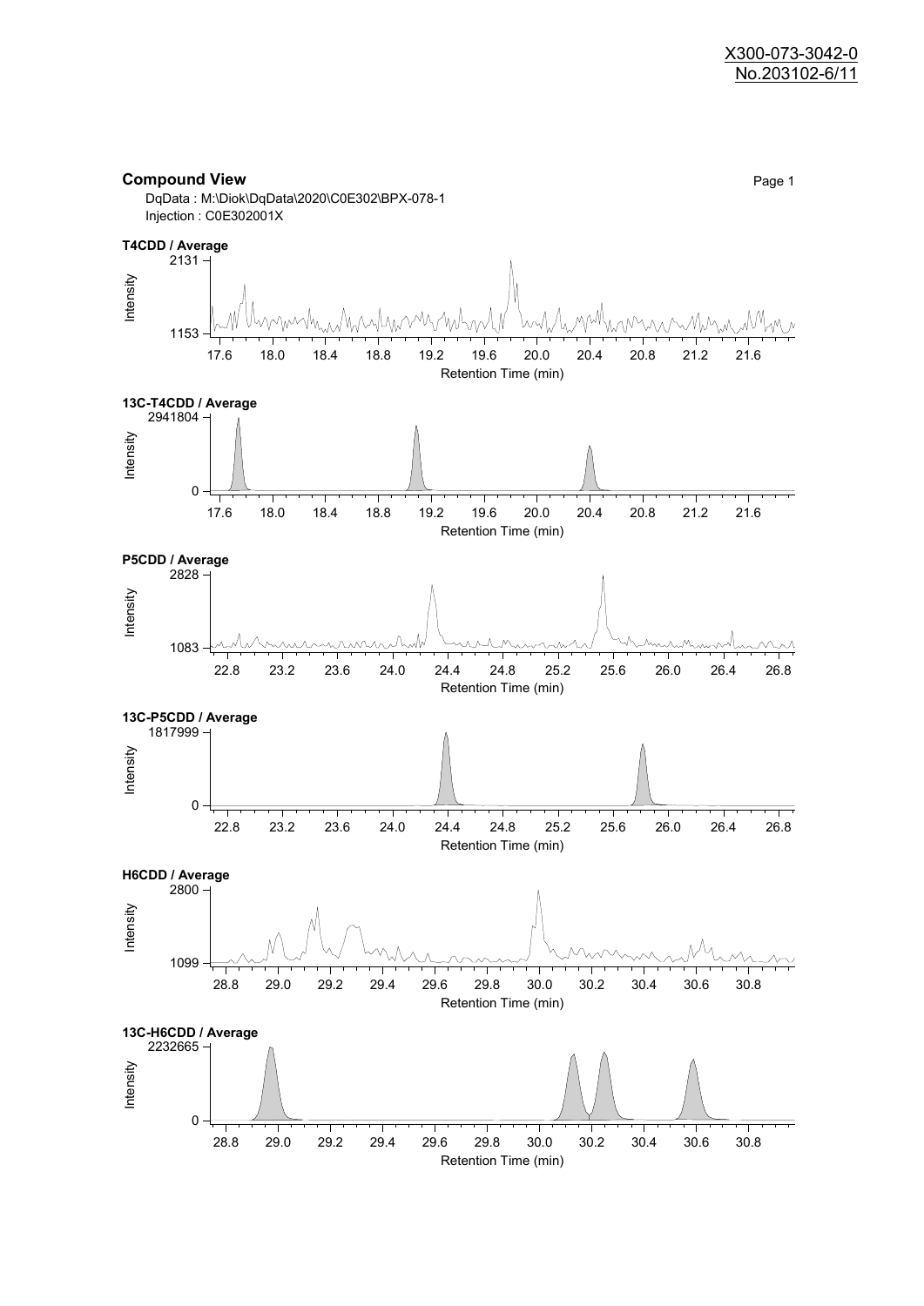## Compound View

DqData : M:\Diok\DqData\2020\C0E302\BPX-078-1

Injection : C0E302001X

**T4CDD / Average**

Intensity: 1153 – 2131

Retention Time (min): 17.6 – 21.6

**13C-T4CDD / Average**

Intensity: 0 – 2941804

Retention Time (min): 17.6 – 21.6

**P5CDD / Average**

Intensity: 1083 – 2828

Retention Time (min): 22.8 – 26.8

**13C-P5CDD / Average**

Intensity: 0 – 1817999

Retention Time (min): 22.8 – 26.8

**H6CDD / Average**

Intensity: 1099 – 2800

Retention Time (min): 28.8 – 30.8

**13C-H6CDD / Average**

Intensity: 0 – 2232665

Retention Time (min): 28.8 – 30.8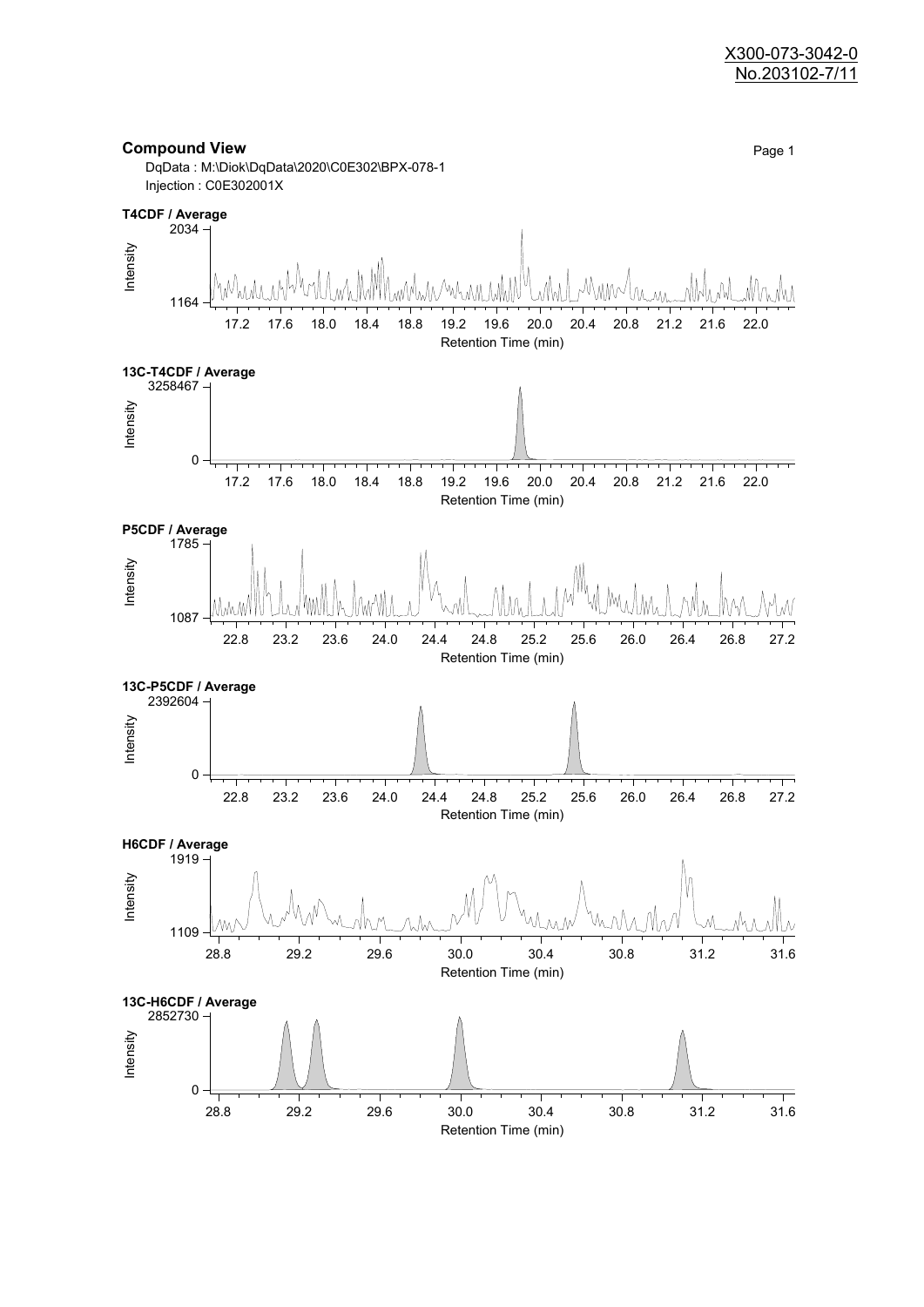X300-073-3042-0
No.203102-7/11

## Compound View

Page 1

DqData : M:\Diok\DqData\2020\C0E302\BPX-078-1
Injection : C0E302001X

**T4CDF / Average**

Intensity: 1164 – 2034
Retention Time (min): 17.2 17.6 18.0 18.4 18.8 19.2 19.6 20.0 20.4 20.8 21.2 21.6 22.0

**13C-T4CDF / Average**

Intensity: 0 – 3258467
Retention Time (min): 17.2 17.6 18.0 18.4 18.8 19.2 19.6 20.0 20.4 20.8 21.2 21.6 22.0

**P5CDF / Average**

Intensity: 1087 – 1785
Retention Time (min): 22.8 23.2 23.6 24.0 24.4 24.8 25.2 25.6 26.0 26.4 26.8 27.2

**13C-P5CDF / Average**

Intensity: 0 – 2392604
Retention Time (min): 22.8 23.2 23.6 24.0 24.4 24.8 25.2 25.6 26.0 26.4 26.8 27.2

**H6CDF / Average**

Intensity: 1109 – 1919
Retention Time (min): 28.8 29.2 29.6 30.0 30.4 30.8 31.2 31.6

**13C-H6CDF / Average**

Intensity: 0 – 2852730
Retention Time (min): 28.8 29.2 29.6 30.0 30.4 30.8 31.2 31.6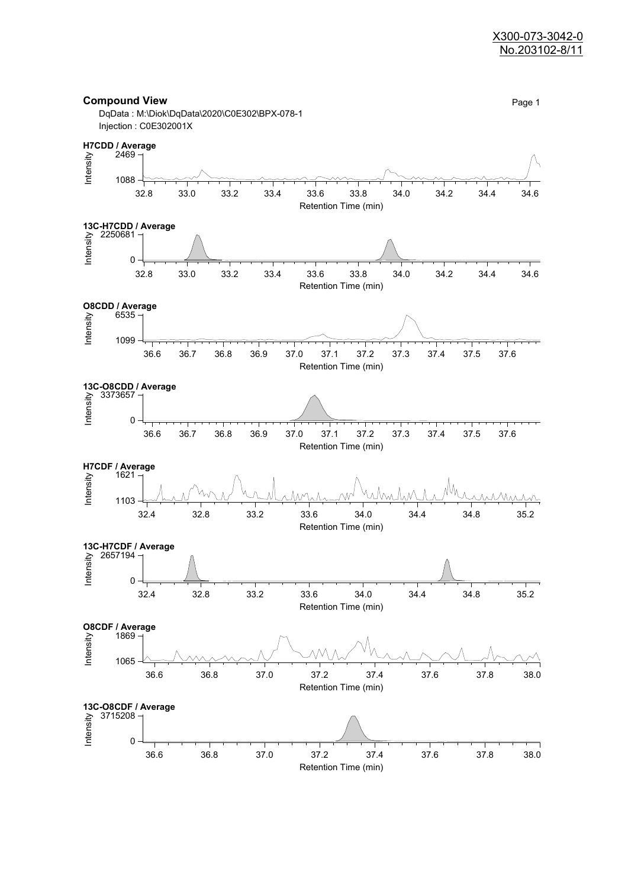X300-073-3042-0
No.203102-8/11

## Compound View

DqData : M:\Diok\DqData\2020\C0E302\BPX-078-1
Injection : C0E302001X

**H7CDD / Average**

Intensity: 2469, 1088

Retention Time (min): 32.8, 33.0, 33.2, 33.4, 33.6, 33.8, 34.0, 34.2, 34.4, 34.6

**13C-H7CDD / Average**

Intensity: 2250681, 0

Retention Time (min): 32.8, 33.0, 33.2, 33.4, 33.6, 33.8, 34.0, 34.2, 34.4, 34.6

**O8CDD / Average**

Intensity: 6535, 1099

Retention Time (min): 36.6, 36.7, 36.8, 36.9, 37.0, 37.1, 37.2, 37.3, 37.4, 37.5, 37.6

**13C-O8CDD / Average**

Intensity: 3373657, 0

Retention Time (min): 36.6, 36.7, 36.8, 36.9, 37.0, 37.1, 37.2, 37.3, 37.4, 37.5, 37.6

**H7CDF / Average**

Intensity: 1621, 1103

Retention Time (min): 32.4, 32.8, 33.2, 33.6, 34.0, 34.4, 34.8, 35.2

**13C-H7CDF / Average**

Intensity: 2657194, 0

Retention Time (min): 32.4, 32.8, 33.2, 33.6, 34.0, 34.4, 34.8, 35.2

**O8CDF / Average**

Intensity: 1869, 1065

Retention Time (min): 36.6, 36.8, 37.0, 37.2, 37.4, 37.6, 37.8, 38.0

**13C-O8CDF / Average**

Intensity: 3715208, 0

Retention Time (min): 36.6, 36.8, 37.0, 37.2, 37.4, 37.6, 37.8, 38.0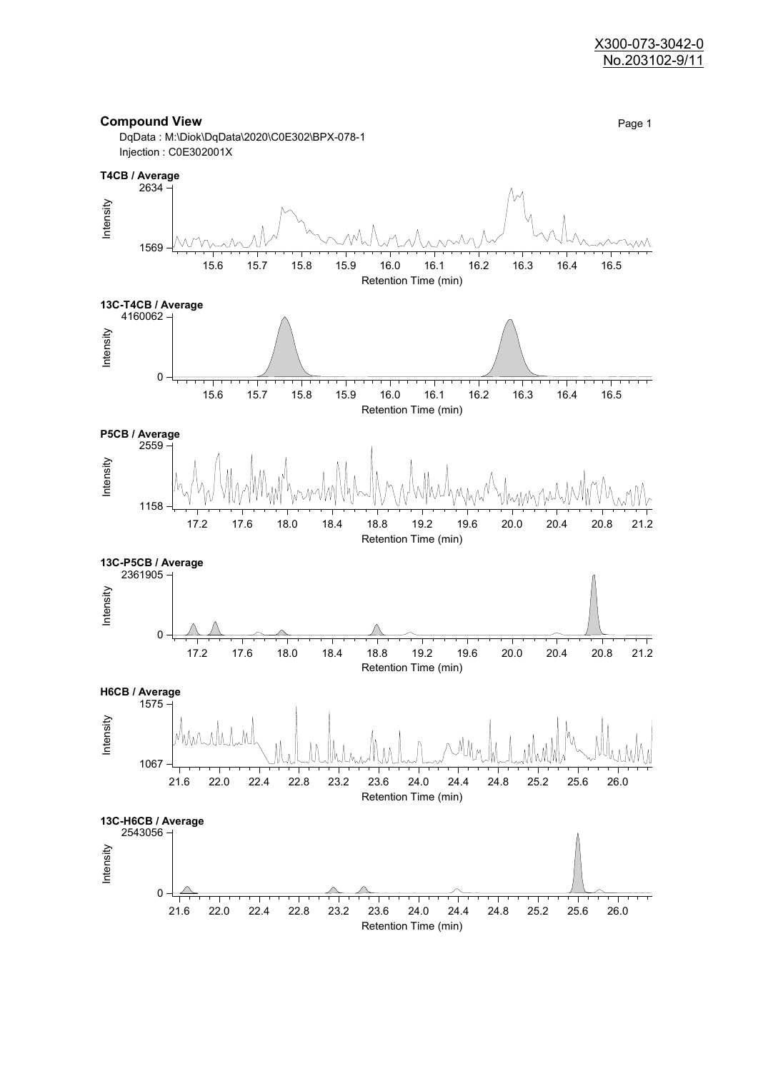X300-073-3042-0
No.203102-9/11

## Compound View

DqData : M:\Diok\DqData\2020\C0E302\BPX-078-1
Injection : C0E302001X

**T4CB / Average**

Intensity: 1569 – 2634
Retention Time (min): 15.6 15.7 15.8 15.9 16.0 16.1 16.2 16.3 16.4 16.5

**13C-T4CB / Average**

Intensity: 0 – 4160062
Retention Time (min): 15.6 15.7 15.8 15.9 16.0 16.1 16.2 16.3 16.4 16.5

**P5CB / Average**

Intensity: 1158 – 2559
Retention Time (min): 17.2 17.6 18.0 18.4 18.8 19.2 19.6 20.0 20.4 20.8 21.2

**13C-P5CB / Average**

Intensity: 0 – 2361905
Retention Time (min): 17.2 17.6 18.0 18.4 18.8 19.2 19.6 20.0 20.4 20.8 21.2

**H6CB / Average**

Intensity: 1067 – 1575
Retention Time (min): 21.6 22.0 22.4 22.8 23.2 23.6 24.0 24.4 24.8 25.2 25.6 26.0

**13C-H6CB / Average**

Intensity: 0 – 2543056
Retention Time (min): 21.6 22.0 22.4 22.8 23.2 23.6 24.0 24.4 24.8 25.2 25.6 26.0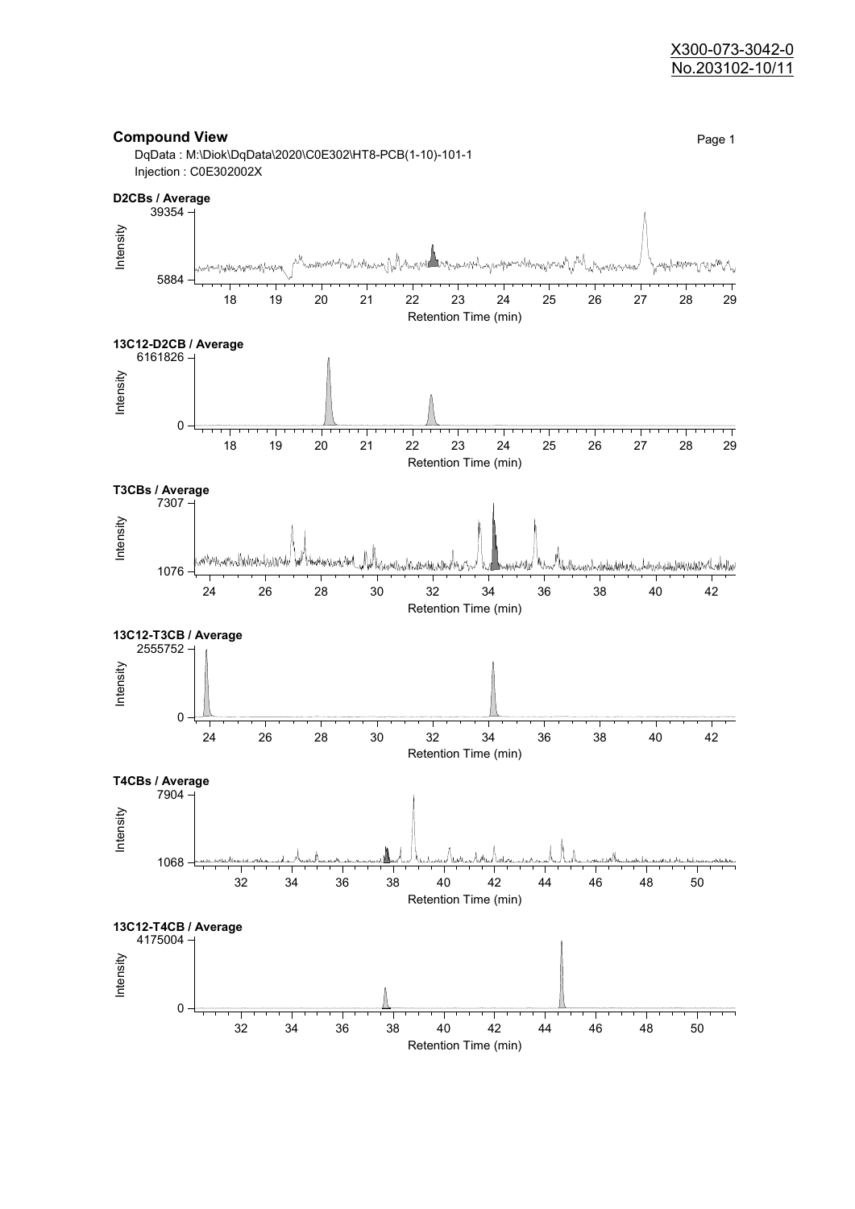X300-073-3042-0
No.203102-10/11

## Compound View

DqData : M:\Diok\DqData\2020\C0E302\HT8-PCB(1-10)-101-1
Injection : C0E302002X

**D2CBs / Average**

Intensity: 5884 – 39354
Retention Time (min): 18, 19, 20, 21, 22, 23, 24, 25, 26, 27, 28, 29

**13C12-D2CB / Average**

Intensity: 0 – 6161826
Retention Time (min): 18, 19, 20, 21, 22, 23, 24, 25, 26, 27, 28, 29

**T3CBs / Average**

Intensity: 1076 – 7307
Retention Time (min): 24, 26, 28, 30, 32, 34, 36, 38, 40, 42

**13C12-T3CB / Average**

Intensity: 0 – 2555752
Retention Time (min): 24, 26, 28, 30, 32, 34, 36, 38, 40, 42

**T4CBs / Average**

Intensity: 1068 – 7904
Retention Time (min): 32, 34, 36, 38, 40, 42, 44, 46, 48, 50

**13C12-T4CB / Average**

Intensity: 0 – 4175004
Retention Time (min): 32, 34, 36, 38, 40, 42, 44, 46, 48, 50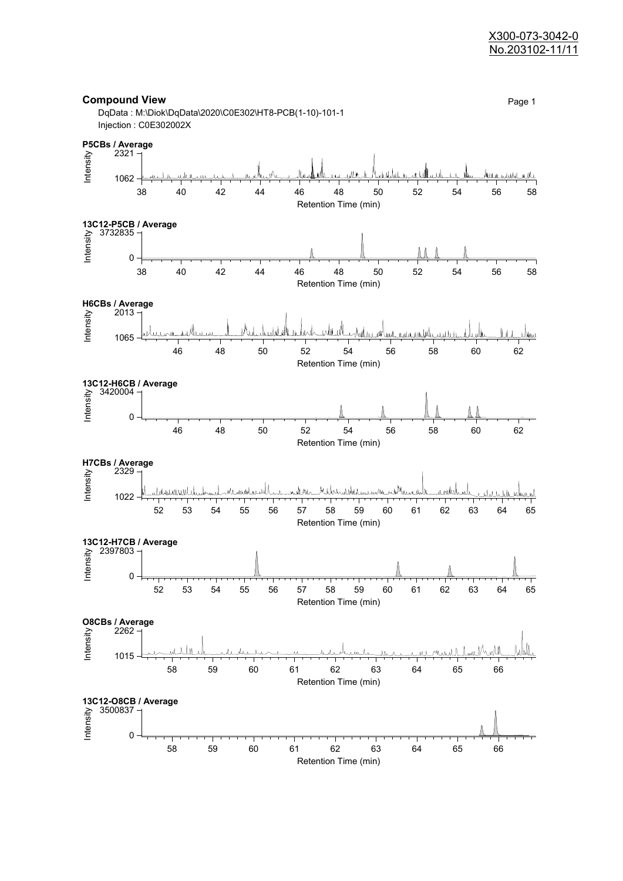X300-073-3042-0
No.203102-11/11

## Compound View

Page 1

DqData : M:\Diok\DqData\2020\C0E302\HT8-PCB(1-10)-101-1
Injection : C0E302002X

**P5CBs / Average**

Intensity
2321
1062
38 40 42 44 46 48 50 52 54 56 58
Retention Time (min)

**13C12-P5CB / Average**

Intensity
3732835
0
38 40 42 44 46 48 50 52 54 56 58
Retention Time (min)

**H6CBs / Average**

Intensity
2013
1065
46 48 50 52 54 56 58 60 62
Retention Time (min)

**13C12-H6CB / Average**

Intensity
3420004
0
46 48 50 52 54 56 58 60 62
Retention Time (min)

**H7CBs / Average**

Intensity
2329
1022
52 53 54 55 56 57 58 59 60 61 62 63 64 65
Retention Time (min)

**13C12-H7CB / Average**

Intensity
2397803
0
52 53 54 55 56 57 58 59 60 61 62 63 64 65
Retention Time (min)

**O8CBs / Average**

Intensity
2262
1015
58 59 60 61 62 63 64 65 66
Retention Time (min)

**13C12-O8CB / Average**

Intensity
3500837
0
58 59 60 61 62 63 64 65 66
Retention Time (min)